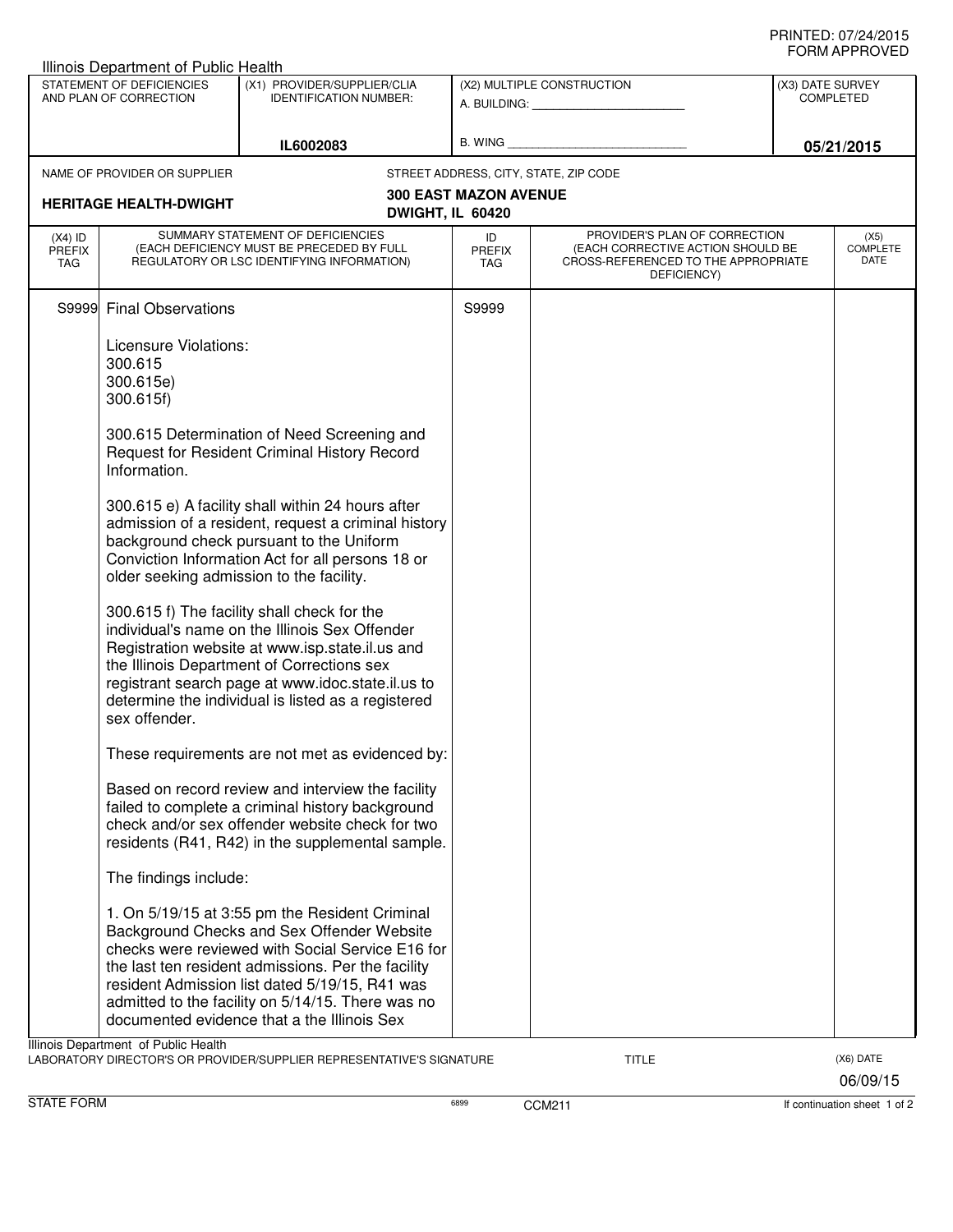PRINTED: 07/24/2015
FORM APPROVED

Illinois Department of Public Health

| STATEMENT OF DEFICIENCIES AND PLAN OF CORRECTION | (X1) PROVIDER/SUPPLIER/CLIA IDENTIFICATION NUMBER: | (X2) MULTIPLE CONSTRUCTION | (X3) DATE SURVEY COMPLETED |
|---|---|---|---|
| | IL6002083 | A. BUILDING: ______ B. WING ______ | 05/21/2015 |

NAME OF PROVIDER OR SUPPLIER: **HERITAGE HEALTH-DWIGHT**

STREET ADDRESS, CITY, STATE, ZIP CODE: **300 EAST MAZON AVENUE, DWIGHT, IL 60420**

| (X4) ID PREFIX TAG | SUMMARY STATEMENT OF DEFICIENCIES (EACH DEFICIENCY MUST BE PRECEDED BY FULL REGULATORY OR LSC IDENTIFYING INFORMATION) | ID PREFIX TAG | PROVIDER'S PLAN OF CORRECTION (EACH CORRECTIVE ACTION SHOULD BE CROSS-REFERENCED TO THE APPROPRIATE DEFICIENCY) | (X5) COMPLETE DATE |
|---|---|---|---|---|
| S9999 | Final Observations | S9999 | | |

Licensure Violations:
300.615
300.615e)
300.615f)

300.615 Determination of Need Screening and Request for Resident Criminal History Record Information.

300.615 e) A facility shall within 24 hours after admission of a resident, request a criminal history background check pursuant to the Uniform Conviction Information Act for all persons 18 or older seeking admission to the facility.

300.615 f) The facility shall check for the individual's name on the Illinois Sex Offender Registration website at www.isp.state.il.us and the Illinois Department of Corrections sex registrant search page at www.idoc.state.il.us to determine the individual is listed as a registered sex offender.

These requirements are not met as evidenced by:

Based on record review and interview the facility failed to complete a criminal history background check and/or sex offender website check for two residents (R41, R42) in the supplemental sample.

The findings include:

1. On 5/19/15 at 3:55 pm the Resident Criminal Background Checks and Sex Offender Website checks were reviewed with Social Service E16 for the last ten resident admissions. Per the facility resident Admission list dated 5/19/15, R41 was admitted to the facility on 5/14/15. There was no documented evidence that a the Illinois Sex

Illinois Department of Public Health
LABORATORY DIRECTOR'S OR PROVIDER/SUPPLIER REPRESENTATIVE'S SIGNATURE | TITLE | (X6) DATE 06/09/15

STATE FORM 6899 CCM211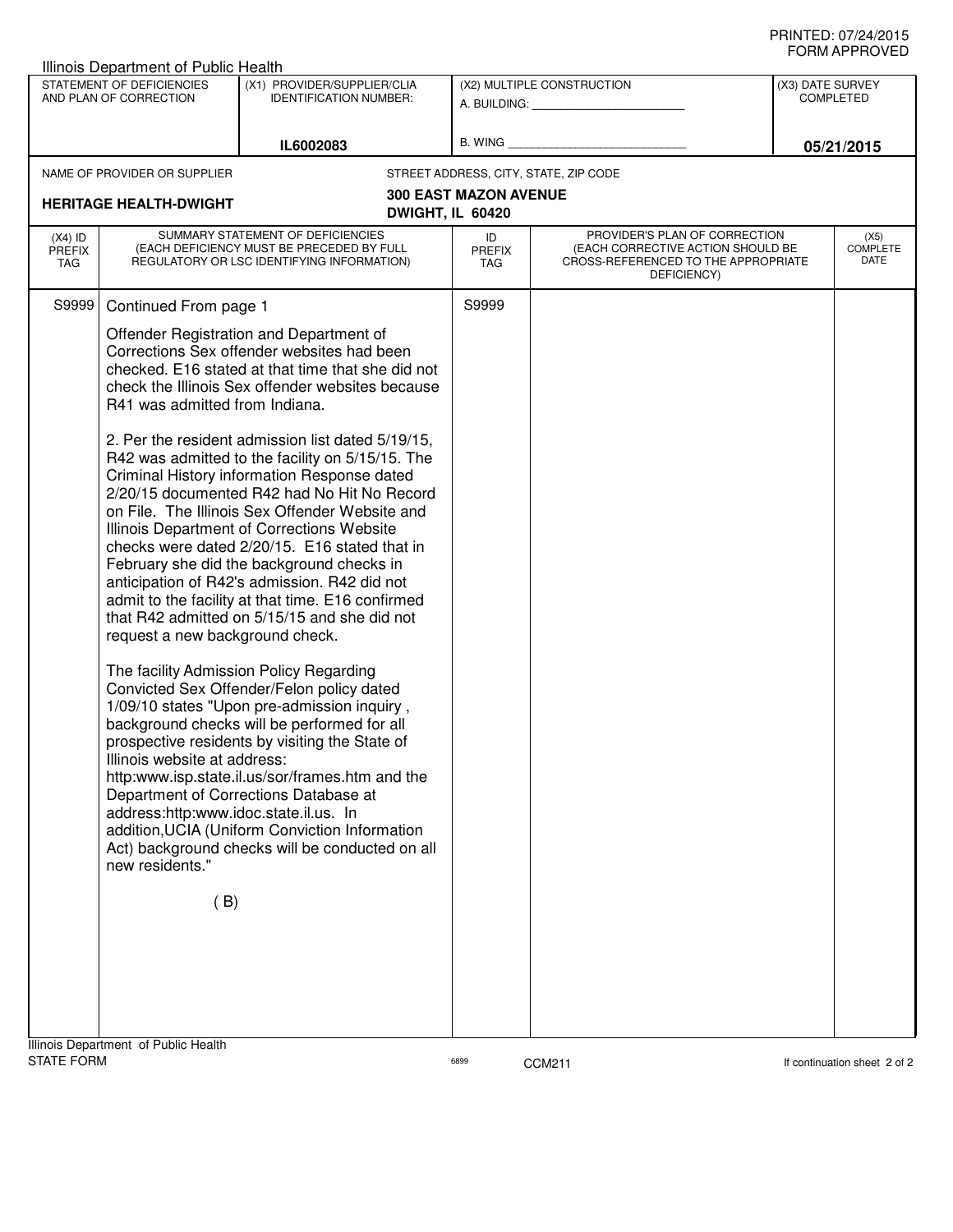PRINTED: 07/24/2015
FORM APPROVED

Illinois Department of Public Health

| STATEMENT OF DEFICIENCIES AND PLAN OF CORRECTION | (X1) PROVIDER/SUPPLIER/CLIA IDENTIFICATION NUMBER: | (X2) MULTIPLE CONSTRUCTION | (X3) DATE SURVEY COMPLETED |
|---|---|---|---|
| | IL6002083 | A. BUILDING: ______ B. WING ______ | 05/21/2015 |

| NAME OF PROVIDER OR SUPPLIER | STREET ADDRESS, CITY, STATE, ZIP CODE |
|---|---|
| HERITAGE HEALTH-DWIGHT | 300 EAST MAZON AVENUE DWIGHT, IL 60420 |

| (X4) ID PREFIX TAG | SUMMARY STATEMENT OF DEFICIENCIES (EACH DEFICIENCY MUST BE PRECEDED BY FULL REGULATORY OR LSC IDENTIFYING INFORMATION) | ID PREFIX TAG | PROVIDER'S PLAN OF CORRECTION (EACH CORRECTIVE ACTION SHOULD BE CROSS-REFERENCED TO THE APPROPRIATE DEFICIENCY) | (X5) COMPLETE DATE |
|---|---|---|---|---|
| S9999 | Continued From page 1 | S9999 | | |

Offender Registration and Department of Corrections Sex offender websites had been checked. E16 stated at that time that she did not check the Illinois Sex offender websites because R41 was admitted from Indiana.

2. Per the resident admission list dated 5/19/15, R42 was admitted to the facility on 5/15/15. The Criminal History information Response dated 2/20/15 documented R42 had No Hit No Record on File. The Illinois Sex Offender Website and Illinois Department of Corrections Website checks were dated 2/20/15. E16 stated that in February she did the background checks in anticipation of R42's admission. R42 did not admit to the facility at that time. E16 confirmed that R42 admitted on 5/15/15 and she did not request a new background check.

The facility Admission Policy Regarding Convicted Sex Offender/Felon policy dated 1/09/10 states "Upon pre-admission inquiry , background checks will be performed for all prospective residents by visiting the State of Illinois website at address: http:www.isp.state.il.us/sor/frames.htm and the Department of Corrections Database at address:http:www.idoc.state.il.us. In addition,UCIA (Uniform Conviction Information Act) background checks will be conducted on all new residents."

( B)

Illinois Department of Public Health
STATE FORM 6899 CCM211 If continuation sheet 2 of 2